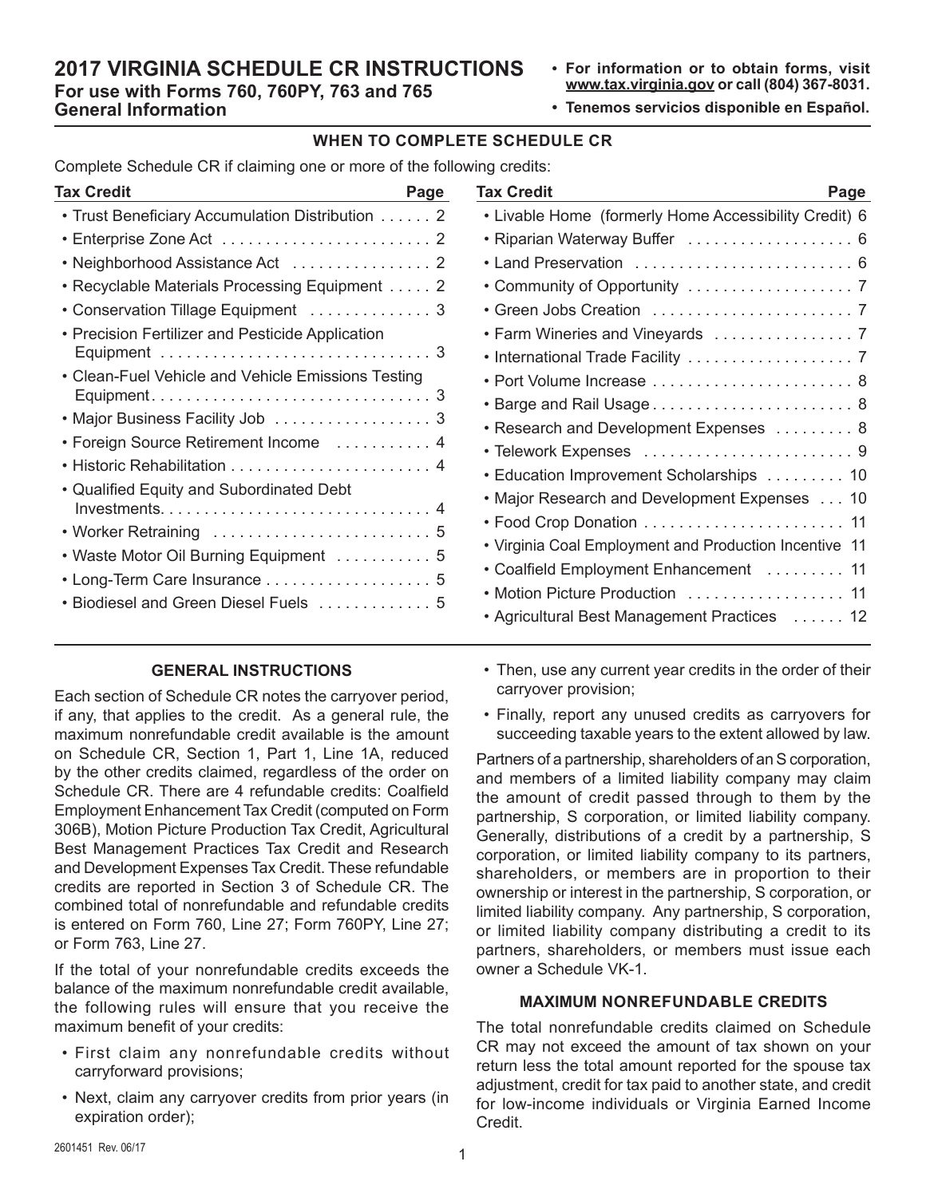# 2017 VIRGINIA SCHEDULE CR INSTRUCTIONS

## For use with Forms 760, 760PY, 763 and 765

## General Information

- **For information or to obtain forms, visit www.tax.virginia.gov or call (804) 367-8031.**
- **Tenemos servicios disponible en Español.**

### WHEN TO COMPLETE SCHEDULE CR

Complete Schedule CR if claiming one or more of the following credits:

| Tax Credit | Page |
|---|---|
| Trust Beneficiary Accumulation Distribution | 2 |
| Enterprise Zone Act | 2 |
| Neighborhood Assistance Act | 2 |
| Recyclable Materials Processing Equipment | 2 |
| Conservation Tillage Equipment | 3 |
| Precision Fertilizer and Pesticide Application Equipment | 3 |
| Clean-Fuel Vehicle and Vehicle Emissions Testing Equipment | 3 |
| Major Business Facility Job | 3 |
| Foreign Source Retirement Income | 4 |
| Historic Rehabilitation | 4 |
| Qualified Equity and Subordinated Debt Investments | 4 |
| Worker Retraining | 5 |
| Waste Motor Oil Burning Equipment | 5 |
| Long-Term Care Insurance | 5 |
| Biodiesel and Green Diesel Fuels | 5 |
| Livable Home (formerly Home Accessibility Credit) | 6 |
| Riparian Waterway Buffer | 6 |
| Land Preservation | 6 |
| Community of Opportunity | 7 |
| Green Jobs Creation | 7 |
| Farm Wineries and Vineyards | 7 |
| International Trade Facility | 7 |
| Port Volume Increase | 8 |
| Barge and Rail Usage | 8 |
| Research and Development Expenses | 8 |
| Telework Expenses | 9 |
| Education Improvement Scholarships | 10 |
| Major Research and Development Expenses | 10 |
| Food Crop Donation | 11 |
| Virginia Coal Employment and Production Incentive | 11 |
| Coalfield Employment Enhancement | 11 |
| Motion Picture Production | 11 |
| Agricultural Best Management Practices | 12 |

### GENERAL INSTRUCTIONS

Each section of Schedule CR notes the carryover period, if any, that applies to the credit. As a general rule, the maximum nonrefundable credit available is the amount on Schedule CR, Section 1, Part 1, Line 1A, reduced by the other credits claimed, regardless of the order on Schedule CR. There are 4 refundable credits: Coalfield Employment Enhancement Tax Credit (computed on Form 306B), Motion Picture Production Tax Credit, Agricultural Best Management Practices Tax Credit and Research and Development Expenses Tax Credit. These refundable credits are reported in Section 3 of Schedule CR. The combined total of nonrefundable and refundable credits is entered on Form 760, Line 27; Form 760PY, Line 27; or Form 763, Line 27.

If the total of your nonrefundable credits exceeds the balance of the maximum nonrefundable credit available, the following rules will ensure that you receive the maximum benefit of your credits:

- First claim any nonrefundable credits without carryforward provisions;
- Next, claim any carryover credits from prior years (in expiration order);
- Then, use any current year credits in the order of their carryover provision;
- Finally, report any unused credits as carryovers for succeeding taxable years to the extent allowed by law.

Partners of a partnership, shareholders of an S corporation, and members of a limited liability company may claim the amount of credit passed through to them by the partnership, S corporation, or limited liability company. Generally, distributions of a credit by a partnership, S corporation, or limited liability company to its partners, shareholders, or members are in proportion to their ownership or interest in the partnership, S corporation, or limited liability company. Any partnership, S corporation, or limited liability company distributing a credit to its partners, shareholders, or members must issue each owner a Schedule VK-1.

### MAXIMUM NONREFUNDABLE CREDITS

The total nonrefundable credits claimed on Schedule CR may not exceed the amount of tax shown on your return less the total amount reported for the spouse tax adjustment, credit for tax paid to another state, and credit for low-income individuals or Virginia Earned Income Credit.

2601451 Rev. 06/17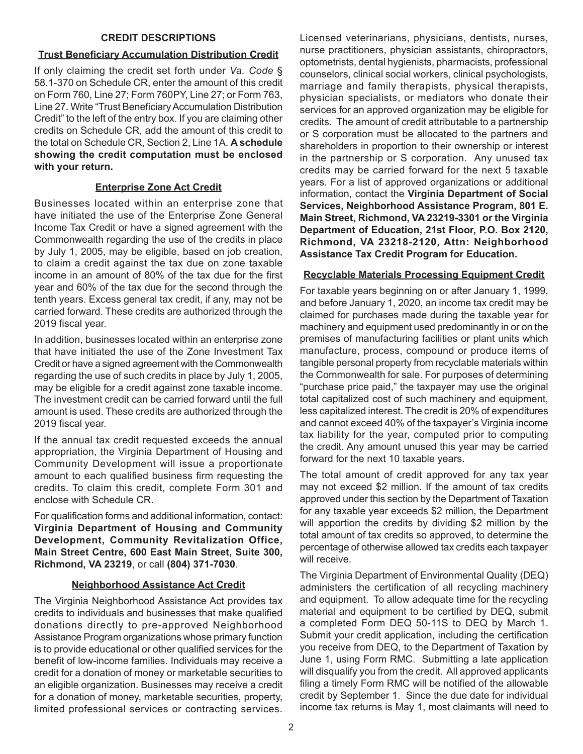# CREDIT DESCRIPTIONS

## Trust Beneficiary Accumulation Distribution Credit

If only claiming the credit set forth under *Va. Code* § 58.1-370 on Schedule CR, enter the amount of this credit on Form 760, Line 27; Form 760PY, Line 27; or Form 763, Line 27. Write "Trust Beneficiary Accumulation Distribution Credit" to the left of the entry box. If you are claiming other credits on Schedule CR, add the amount of this credit to the total on Schedule CR, Section 2, Line 1A. **A schedule showing the credit computation must be enclosed with your return.**

## Enterprise Zone Act Credit

Businesses located within an enterprise zone that have initiated the use of the Enterprise Zone General Income Tax Credit or have a signed agreement with the Commonwealth regarding the use of the credits in place by July 1, 2005, may be eligible, based on job creation, to claim a credit against the tax due on zone taxable income in an amount of 80% of the tax due for the first year and 60% of the tax due for the second through the tenth years. Excess general tax credit, if any, may not be carried forward. These credits are authorized through the 2019 fiscal year.

In addition, businesses located within an enterprise zone that have initiated the use of the Zone Investment Tax Credit or have a signed agreement with the Commonwealth regarding the use of such credits in place by July 1, 2005, may be eligible for a credit against zone taxable income. The investment credit can be carried forward until the full amount is used. These credits are authorized through the 2019 fiscal year.

If the annual tax credit requested exceeds the annual appropriation, the Virginia Department of Housing and Community Development will issue a proportionate amount to each qualified business firm requesting the credits. To claim this credit, complete Form 301 and enclose with Schedule CR.

For qualification forms and additional information, contact: **Virginia Department of Housing and Community Development, Community Revitalization Office, Main Street Centre, 600 East Main Street, Suite 300, Richmond, VA 23219**, or call **(804) 371-7030**.

## Neighborhood Assistance Act Credit

The Virginia Neighborhood Assistance Act provides tax credits to individuals and businesses that make qualified donations directly to pre-approved Neighborhood Assistance Program organizations whose primary function is to provide educational or other qualified services for the benefit of low-income families. Individuals may receive a credit for a donation of money or marketable securities to an eligible organization. Businesses may receive a credit for a donation of money, marketable securities, property, limited professional services or contracting services. Licensed veterinarians, physicians, dentists, nurses, nurse practitioners, physician assistants, chiropractors, optometrists, dental hygienists, pharmacists, professional counselors, clinical social workers, clinical psychologists, marriage and family therapists, physical therapists, physician specialists, or mediators who donate their services for an approved organization may be eligible for credits. The amount of credit attributable to a partnership or S corporation must be allocated to the partners and shareholders in proportion to their ownership or interest in the partnership or S corporation. Any unused tax credits may be carried forward for the next 5 taxable years. For a list of approved organizations or additional information, contact the **Virginia Department of Social Services, Neighborhood Assistance Program, 801 E. Main Street, Richmond, VA 23219-3301 or the Virginia Department of Education, 21st Floor, P.O. Box 2120, Richmond, VA 23218-2120, Attn: Neighborhood Assistance Tax Credit Program for Education.**

## Recyclable Materials Processing Equipment Credit

For taxable years beginning on or after January 1, 1999, and before January 1, 2020, an income tax credit may be claimed for purchases made during the taxable year for machinery and equipment used predominantly in or on the premises of manufacturing facilities or plant units which manufacture, process, compound or produce items of tangible personal property from recyclable materials within the Commonwealth for sale. For purposes of determining "purchase price paid," the taxpayer may use the original total capitalized cost of such machinery and equipment, less capitalized interest. The credit is 20% of expenditures and cannot exceed 40% of the taxpayer's Virginia income tax liability for the year, computed prior to computing the credit. Any amount unused this year may be carried forward for the next 10 taxable years.

The total amount of credit approved for any tax year may not exceed \$2 million. If the amount of tax credits approved under this section by the Department of Taxation for any taxable year exceeds \$2 million, the Department will apportion the credits by dividing \$2 million by the total amount of tax credits so approved, to determine the percentage of otherwise allowed tax credits each taxpayer will receive.

The Virginia Department of Environmental Quality (DEQ) administers the certification of all recycling machinery and equipment. To allow adequate time for the recycling material and equipment to be certified by DEQ, submit a completed Form DEQ 50-11S to DEQ by March 1. Submit your credit application, including the certification you receive from DEQ, to the Department of Taxation by June 1, using Form RMC. Submitting a late application will disqualify you from the credit. All approved applicants filing a timely Form RMC will be notified of the allowable credit by September 1. Since the due date for individual income tax returns is May 1, most claimants will need to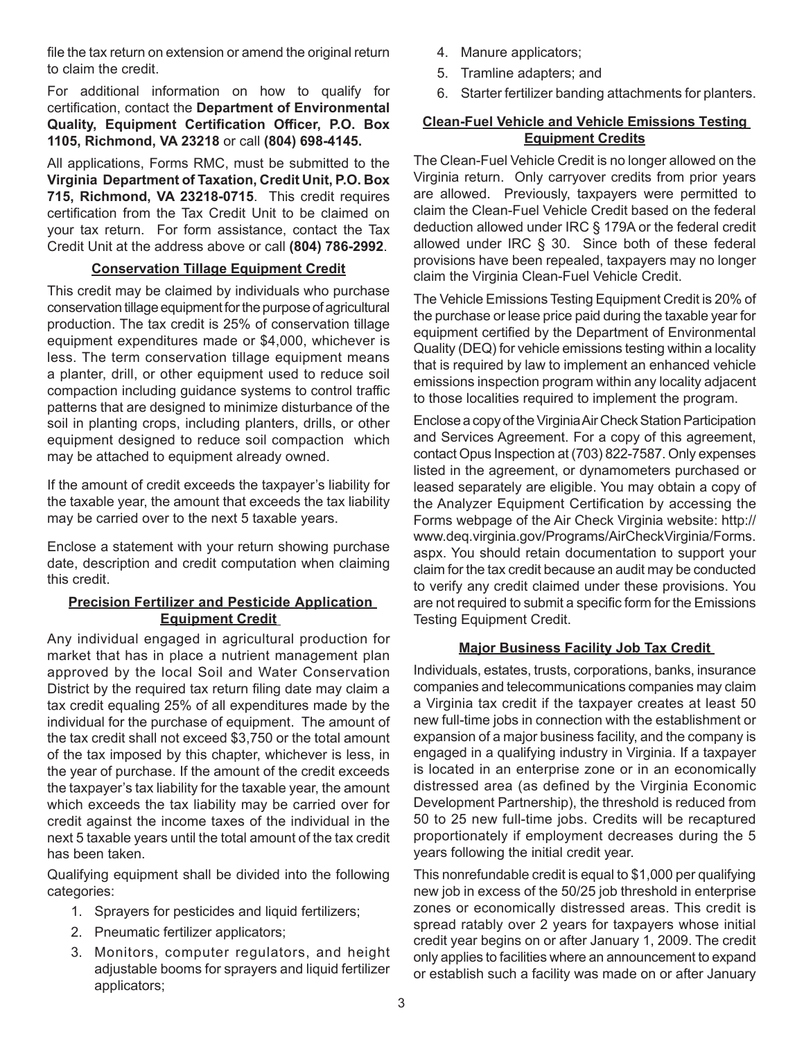file the tax return on extension or amend the original return to claim the credit.

For additional information on how to qualify for certification, contact the **Department of Environmental Quality, Equipment Certification Officer, P.O. Box 1105, Richmond, VA 23218** or call **(804) 698-4145.**

All applications, Forms RMC, must be submitted to the **Virginia Department of Taxation, Credit Unit, P.O. Box 715, Richmond, VA 23218-0715**. This credit requires certification from the Tax Credit Unit to be claimed on your tax return. For form assistance, contact the Tax Credit Unit at the address above or call **(804) 786-2992**.

## Conservation Tillage Equipment Credit

This credit may be claimed by individuals who purchase conservation tillage equipment for the purpose of agricultural production. The tax credit is 25% of conservation tillage equipment expenditures made or $4,000, whichever is less. The term conservation tillage equipment means a planter, drill, or other equipment used to reduce soil compaction including guidance systems to control traffic patterns that are designed to minimize disturbance of the soil in planting crops, including planters, drills, or other equipment designed to reduce soil compaction which may be attached to equipment already owned.

If the amount of credit exceeds the taxpayer's liability for the taxable year, the amount that exceeds the tax liability may be carried over to the next 5 taxable years.

Enclose a statement with your return showing purchase date, description and credit computation when claiming this credit.

## Precision Fertilizer and Pesticide Application Equipment Credit

Any individual engaged in agricultural production for market that has in place a nutrient management plan approved by the local Soil and Water Conservation District by the required tax return filing date may claim a tax credit equaling 25% of all expenditures made by the individual for the purchase of equipment. The amount of the tax credit shall not exceed $3,750 or the total amount of the tax imposed by this chapter, whichever is less, in the year of purchase. If the amount of the credit exceeds the taxpayer's tax liability for the taxable year, the amount which exceeds the tax liability may be carried over for credit against the income taxes of the individual in the next 5 taxable years until the total amount of the tax credit has been taken.

Qualifying equipment shall be divided into the following categories:

1. Sprayers for pesticides and liquid fertilizers;
2. Pneumatic fertilizer applicators;
3. Monitors, computer regulators, and height adjustable booms for sprayers and liquid fertilizer applicators;
4. Manure applicators;
5. Tramline adapters; and
6. Starter fertilizer banding attachments for planters.

## Clean-Fuel Vehicle and Vehicle Emissions Testing Equipment Credits

The Clean-Fuel Vehicle Credit is no longer allowed on the Virginia return. Only carryover credits from prior years are allowed. Previously, taxpayers were permitted to claim the Clean-Fuel Vehicle Credit based on the federal deduction allowed under IRC § 179A or the federal credit allowed under IRC § 30. Since both of these federal provisions have been repealed, taxpayers may no longer claim the Virginia Clean-Fuel Vehicle Credit.

The Vehicle Emissions Testing Equipment Credit is 20% of the purchase or lease price paid during the taxable year for equipment certified by the Department of Environmental Quality (DEQ) for vehicle emissions testing within a locality that is required by law to implement an enhanced vehicle emissions inspection program within any locality adjacent to those localities required to implement the program.

Enclose a copy of the Virginia Air Check Station Participation and Services Agreement. For a copy of this agreement, contact Opus Inspection at (703) 822-7587. Only expenses listed in the agreement, or dynamometers purchased or leased separately are eligible. You may obtain a copy of the Analyzer Equipment Certification by accessing the Forms webpage of the Air Check Virginia website: http://www.deq.virginia.gov/Programs/AirCheckVirginia/Forms.aspx. You should retain documentation to support your claim for the tax credit because an audit may be conducted to verify any credit claimed under these provisions. You are not required to submit a specific form for the Emissions Testing Equipment Credit.

## Major Business Facility Job Tax Credit

Individuals, estates, trusts, corporations, banks, insurance companies and telecommunications companies may claim a Virginia tax credit if the taxpayer creates at least 50 new full-time jobs in connection with the establishment or expansion of a major business facility, and the company is engaged in a qualifying industry in Virginia. If a taxpayer is located in an enterprise zone or in an economically distressed area (as defined by the Virginia Economic Development Partnership), the threshold is reduced from 50 to 25 new full-time jobs. Credits will be recaptured proportionately if employment decreases during the 5 years following the initial credit year.

This nonrefundable credit is equal to $1,000 per qualifying new job in excess of the 50/25 job threshold in enterprise zones or economically distressed areas. This credit is spread ratably over 2 years for taxpayers whose initial credit year begins on or after January 1, 2009. The credit only applies to facilities where an announcement to expand or establish such a facility was made on or after January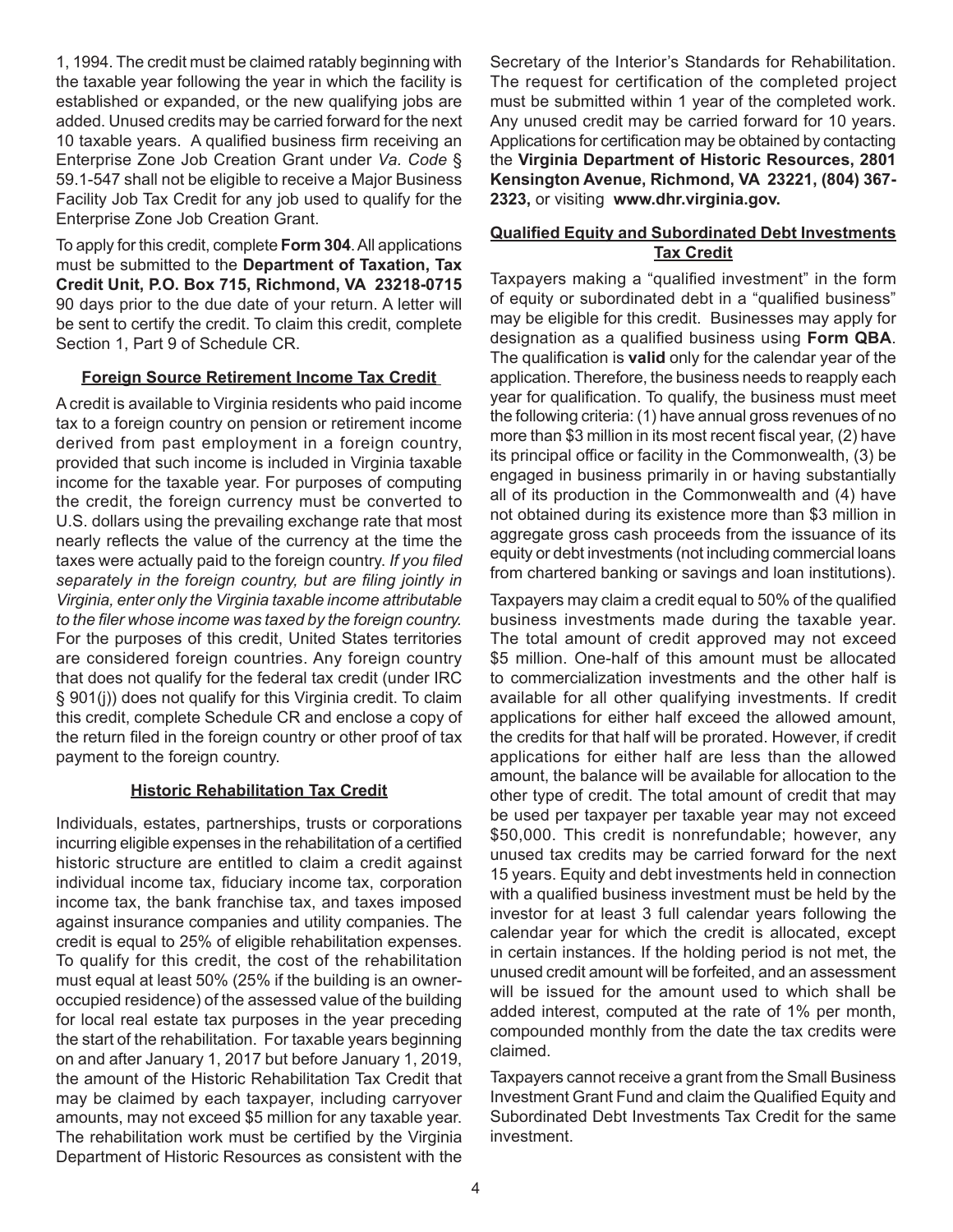1, 1994. The credit must be claimed ratably beginning with the taxable year following the year in which the facility is established or expanded, or the new qualifying jobs are added. Unused credits may be carried forward for the next 10 taxable years. A qualified business firm receiving an Enterprise Zone Job Creation Grant under *Va. Code* § 59.1-547 shall not be eligible to receive a Major Business Facility Job Tax Credit for any job used to qualify for the Enterprise Zone Job Creation Grant.

To apply for this credit, complete **Form 304**. All applications must be submitted to the **Department of Taxation, Tax Credit Unit, P.O. Box 715, Richmond, VA 23218-0715** 90 days prior to the due date of your return. A letter will be sent to certify the credit. To claim this credit, complete Section 1, Part 9 of Schedule CR.

### Foreign Source Retirement Income Tax Credit

A credit is available to Virginia residents who paid income tax to a foreign country on pension or retirement income derived from past employment in a foreign country, provided that such income is included in Virginia taxable income for the taxable year. For purposes of computing the credit, the foreign currency must be converted to U.S. dollars using the prevailing exchange rate that most nearly reflects the value of the currency at the time the taxes were actually paid to the foreign country. *If you filed separately in the foreign country, but are filing jointly in Virginia, enter only the Virginia taxable income attributable to the filer whose income was taxed by the foreign country.* For the purposes of this credit, United States territories are considered foreign countries. Any foreign country that does not qualify for the federal tax credit (under IRC § 901(j)) does not qualify for this Virginia credit. To claim this credit, complete Schedule CR and enclose a copy of the return filed in the foreign country or other proof of tax payment to the foreign country.

### Historic Rehabilitation Tax Credit

Individuals, estates, partnerships, trusts or corporations incurring eligible expenses in the rehabilitation of a certified historic structure are entitled to claim a credit against individual income tax, fiduciary income tax, corporation income tax, the bank franchise tax, and taxes imposed against insurance companies and utility companies. The credit is equal to 25% of eligible rehabilitation expenses. To qualify for this credit, the cost of the rehabilitation must equal at least 50% (25% if the building is an owner-occupied residence) of the assessed value of the building for local real estate tax purposes in the year preceding the start of the rehabilitation. For taxable years beginning on and after January 1, 2017 but before January 1, 2019, the amount of the Historic Rehabilitation Tax Credit that may be claimed by each taxpayer, including carryover amounts, may not exceed $5 million for any taxable year. The rehabilitation work must be certified by the Virginia Department of Historic Resources as consistent with the Secretary of the Interior's Standards for Rehabilitation. The request for certification of the completed project must be submitted within 1 year of the completed work. Any unused credit may be carried forward for 10 years. Applications for certification may be obtained by contacting the **Virginia Department of Historic Resources, 2801 Kensington Avenue, Richmond, VA 23221, (804) 367-2323,** or visiting **www.dhr.virginia.gov.**

### Qualified Equity and Subordinated Debt Investments Tax Credit

Taxpayers making a "qualified investment" in the form of equity or subordinated debt in a "qualified business" may be eligible for this credit. Businesses may apply for designation as a qualified business using **Form QBA**. The qualification is **valid** only for the calendar year of the application. Therefore, the business needs to reapply each year for qualification. To qualify, the business must meet the following criteria: (1) have annual gross revenues of no more than $3 million in its most recent fiscal year, (2) have its principal office or facility in the Commonwealth, (3) be engaged in business primarily in or having substantially all of its production in the Commonwealth and (4) have not obtained during its existence more than $3 million in aggregate gross cash proceeds from the issuance of its equity or debt investments (not including commercial loans from chartered banking or savings and loan institutions).

Taxpayers may claim a credit equal to 50% of the qualified business investments made during the taxable year. The total amount of credit approved may not exceed $5 million. One-half of this amount must be allocated to commercialization investments and the other half is available for all other qualifying investments. If credit applications for either half exceed the allowed amount, the credits for that half will be prorated. However, if credit applications for either half are less than the allowed amount, the balance will be available for allocation to the other type of credit. The total amount of credit that may be used per taxpayer per taxable year may not exceed $50,000. This credit is nonrefundable; however, any unused tax credits may be carried forward for the next 15 years. Equity and debt investments held in connection with a qualified business investment must be held by the investor for at least 3 full calendar years following the calendar year for which the credit is allocated, except in certain instances. If the holding period is not met, the unused credit amount will be forfeited, and an assessment will be issued for the amount used to which shall be added interest, computed at the rate of 1% per month, compounded monthly from the date the tax credits were claimed.

Taxpayers cannot receive a grant from the Small Business Investment Grant Fund and claim the Qualified Equity and Subordinated Debt Investments Tax Credit for the same investment.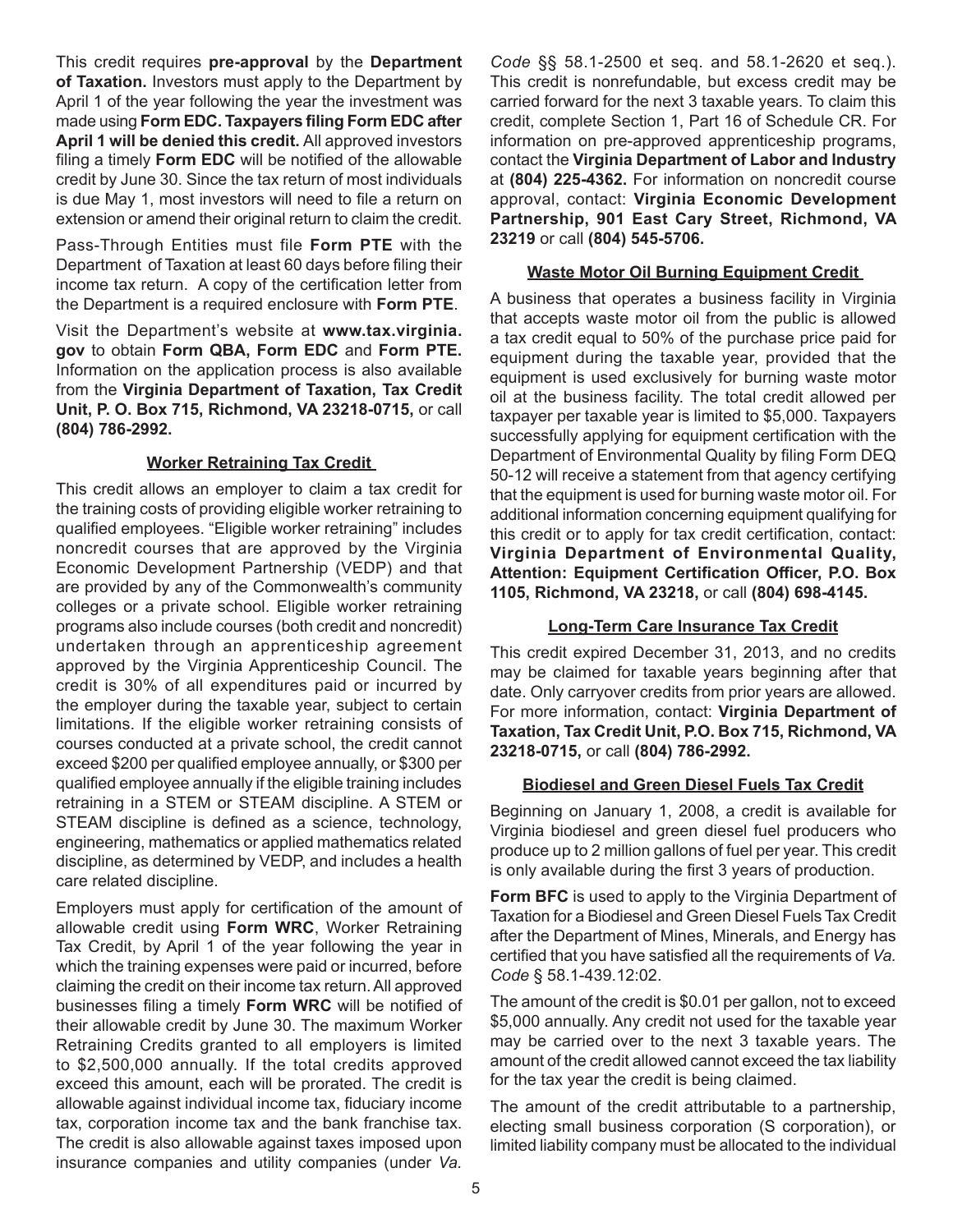This credit requires **pre-approval** by the **Department of Taxation.** Investors must apply to the Department by April 1 of the year following the year the investment was made using **Form EDC. Taxpayers filing Form EDC after April 1 will be denied this credit.** All approved investors filing a timely **Form EDC** will be notified of the allowable credit by June 30. Since the tax return of most individuals is due May 1, most investors will need to file a return on extension or amend their original return to claim the credit.

Pass-Through Entities must file **Form PTE** with the Department of Taxation at least 60 days before filing their income tax return. A copy of the certification letter from the Department is a required enclosure with **Form PTE**.

Visit the Department's website at **www.tax.virginia.gov** to obtain **Form QBA, Form EDC** and **Form PTE.** Information on the application process is also available from the **Virginia Department of Taxation, Tax Credit Unit, P. O. Box 715, Richmond, VA 23218-0715,** or call **(804) 786-2992.**

### Worker Retraining Tax Credit

This credit allows an employer to claim a tax credit for the training costs of providing eligible worker retraining to qualified employees. "Eligible worker retraining" includes noncredit courses that are approved by the Virginia Economic Development Partnership (VEDP) and that are provided by any of the Commonwealth's community colleges or a private school. Eligible worker retraining programs also include courses (both credit and noncredit) undertaken through an apprenticeship agreement approved by the Virginia Apprenticeship Council. The credit is 30% of all expenditures paid or incurred by the employer during the taxable year, subject to certain limitations. If the eligible worker retraining consists of courses conducted at a private school, the credit cannot exceed $200 per qualified employee annually, or $300 per qualified employee annually if the eligible training includes retraining in a STEM or STEAM discipline. A STEM or STEAM discipline is defined as a science, technology, engineering, mathematics or applied mathematics related discipline, as determined by VEDP, and includes a health care related discipline.

Employers must apply for certification of the amount of allowable credit using **Form WRC**, Worker Retraining Tax Credit, by April 1 of the year following the year in which the training expenses were paid or incurred, before claiming the credit on their income tax return. All approved businesses filing a timely **Form WRC** will be notified of their allowable credit by June 30. The maximum Worker Retraining Credits granted to all employers is limited to $2,500,000 annually. If the total credits approved exceed this amount, each will be prorated. The credit is allowable against individual income tax, fiduciary income tax, corporation income tax and the bank franchise tax. The credit is also allowable against taxes imposed upon insurance companies and utility companies (under *Va. Code* §§ 58.1-2500 et seq. and 58.1-2620 et seq.). This credit is nonrefundable, but excess credit may be carried forward for the next 3 taxable years. To claim this credit, complete Section 1, Part 16 of Schedule CR. For information on pre-approved apprenticeship programs, contact the **Virginia Department of Labor and Industry** at **(804) 225-4362.** For information on noncredit course approval, contact: **Virginia Economic Development Partnership, 901 East Cary Street, Richmond, VA 23219** or call **(804) 545-5706.**

### Waste Motor Oil Burning Equipment Credit

A business that operates a business facility in Virginia that accepts waste motor oil from the public is allowed a tax credit equal to 50% of the purchase price paid for equipment during the taxable year, provided that the equipment is used exclusively for burning waste motor oil at the business facility. The total credit allowed per taxpayer per taxable year is limited to $5,000. Taxpayers successfully applying for equipment certification with the Department of Environmental Quality by filing Form DEQ 50-12 will receive a statement from that agency certifying that the equipment is used for burning waste motor oil. For additional information concerning equipment qualifying for this credit or to apply for tax credit certification, contact: **Virginia Department of Environmental Quality, Attention: Equipment Certification Officer, P.O. Box 1105, Richmond, VA 23218,** or call **(804) 698-4145.**

### Long-Term Care Insurance Tax Credit

This credit expired December 31, 2013, and no credits may be claimed for taxable years beginning after that date. Only carryover credits from prior years are allowed. For more information, contact: **Virginia Department of Taxation, Tax Credit Unit, P.O. Box 715, Richmond, VA 23218-0715,** or call **(804) 786-2992.**

### Biodiesel and Green Diesel Fuels Tax Credit

Beginning on January 1, 2008, a credit is available for Virginia biodiesel and green diesel fuel producers who produce up to 2 million gallons of fuel per year. This credit is only available during the first 3 years of production.

**Form BFC** is used to apply to the Virginia Department of Taxation for a Biodiesel and Green Diesel Fuels Tax Credit after the Department of Mines, Minerals, and Energy has certified that you have satisfied all the requirements of *Va. Code* § 58.1-439.12:02.

The amount of the credit is $0.01 per gallon, not to exceed $5,000 annually. Any credit not used for the taxable year may be carried over to the next 3 taxable years. The amount of the credit allowed cannot exceed the tax liability for the tax year the credit is being claimed.

The amount of the credit attributable to a partnership, electing small business corporation (S corporation), or limited liability company must be allocated to the individual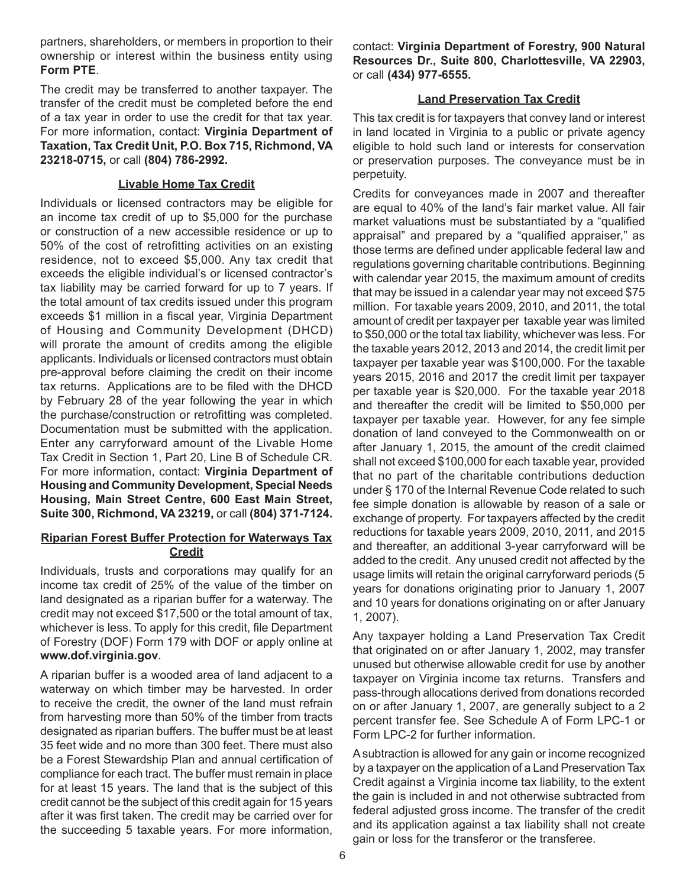partners, shareholders, or members in proportion to their ownership or interest within the business entity using **Form PTE**.

The credit may be transferred to another taxpayer. The transfer of the credit must be completed before the end of a tax year in order to use the credit for that tax year. For more information, contact: **Virginia Department of Taxation, Tax Credit Unit, P.O. Box 715, Richmond, VA 23218-0715,** or call **(804) 786-2992.**

### Livable Home Tax Credit

Individuals or licensed contractors may be eligible for an income tax credit of up to $5,000 for the purchase or construction of a new accessible residence or up to 50% of the cost of retrofitting activities on an existing residence, not to exceed $5,000. Any tax credit that exceeds the eligible individual's or licensed contractor's tax liability may be carried forward for up to 7 years. If the total amount of tax credits issued under this program exceeds $1 million in a fiscal year, Virginia Department of Housing and Community Development (DHCD) will prorate the amount of credits among the eligible applicants. Individuals or licensed contractors must obtain pre-approval before claiming the credit on their income tax returns. Applications are to be filed with the DHCD by February 28 of the year following the year in which the purchase/construction or retrofitting was completed. Documentation must be submitted with the application. Enter any carryforward amount of the Livable Home Tax Credit in Section 1, Part 20, Line B of Schedule CR. For more information, contact: **Virginia Department of Housing and Community Development, Special Needs Housing, Main Street Centre, 600 East Main Street, Suite 300, Richmond, VA 23219,** or call **(804) 371-7124.**

### Riparian Forest Buffer Protection for Waterways Tax Credit

Individuals, trusts and corporations may qualify for an income tax credit of 25% of the value of the timber on land designated as a riparian buffer for a waterway. The credit may not exceed $17,500 or the total amount of tax, whichever is less. To apply for this credit, file Department of Forestry (DOF) Form 179 with DOF or apply online at **www.dof.virginia.gov**.

A riparian buffer is a wooded area of land adjacent to a waterway on which timber may be harvested. In order to receive the credit, the owner of the land must refrain from harvesting more than 50% of the timber from tracts designated as riparian buffers. The buffer must be at least 35 feet wide and no more than 300 feet. There must also be a Forest Stewardship Plan and annual certification of compliance for each tract. The buffer must remain in place for at least 15 years. The land that is the subject of this credit cannot be the subject of this credit again for 15 years after it was first taken. The credit may be carried over for the succeeding 5 taxable years. For more information, contact: **Virginia Department of Forestry, 900 Natural Resources Dr., Suite 800, Charlottesville, VA 22903,** or call **(434) 977-6555.**

### Land Preservation Tax Credit

This tax credit is for taxpayers that convey land or interest in land located in Virginia to a public or private agency eligible to hold such land or interests for conservation or preservation purposes. The conveyance must be in perpetuity.

Credits for conveyances made in 2007 and thereafter are equal to 40% of the land's fair market value. All fair market valuations must be substantiated by a "qualified appraisal" and prepared by a "qualified appraiser," as those terms are defined under applicable federal law and regulations governing charitable contributions. Beginning with calendar year 2015, the maximum amount of credits that may be issued in a calendar year may not exceed $75 million. For taxable years 2009, 2010, and 2011, the total amount of credit per taxpayer per taxable year was limited to $50,000 or the total tax liability, whichever was less. For the taxable years 2012, 2013 and 2014, the credit limit per taxpayer per taxable year was $100,000. For the taxable years 2015, 2016 and 2017 the credit limit per taxpayer per taxable year is $20,000. For the taxable year 2018 and thereafter the credit will be limited to $50,000 per taxpayer per taxable year. However, for any fee simple donation of land conveyed to the Commonwealth on or after January 1, 2015, the amount of the credit claimed shall not exceed $100,000 for each taxable year, provided that no part of the charitable contributions deduction under § 170 of the Internal Revenue Code related to such fee simple donation is allowable by reason of a sale or exchange of property. For taxpayers affected by the credit reductions for taxable years 2009, 2010, 2011, and 2015 and thereafter, an additional 3-year carryforward will be added to the credit. Any unused credit not affected by the usage limits will retain the original carryforward periods (5 years for donations originating prior to January 1, 2007 and 10 years for donations originating on or after January 1, 2007).

Any taxpayer holding a Land Preservation Tax Credit that originated on or after January 1, 2002, may transfer unused but otherwise allowable credit for use by another taxpayer on Virginia income tax returns. Transfers and pass-through allocations derived from donations recorded on or after January 1, 2007, are generally subject to a 2 percent transfer fee. See Schedule A of Form LPC-1 or Form LPC-2 for further information.

A subtraction is allowed for any gain or income recognized by a taxpayer on the application of a Land Preservation Tax Credit against a Virginia income tax liability, to the extent the gain is included in and not otherwise subtracted from federal adjusted gross income. The transfer of the credit and its application against a tax liability shall not create gain or loss for the transferor or the transferee.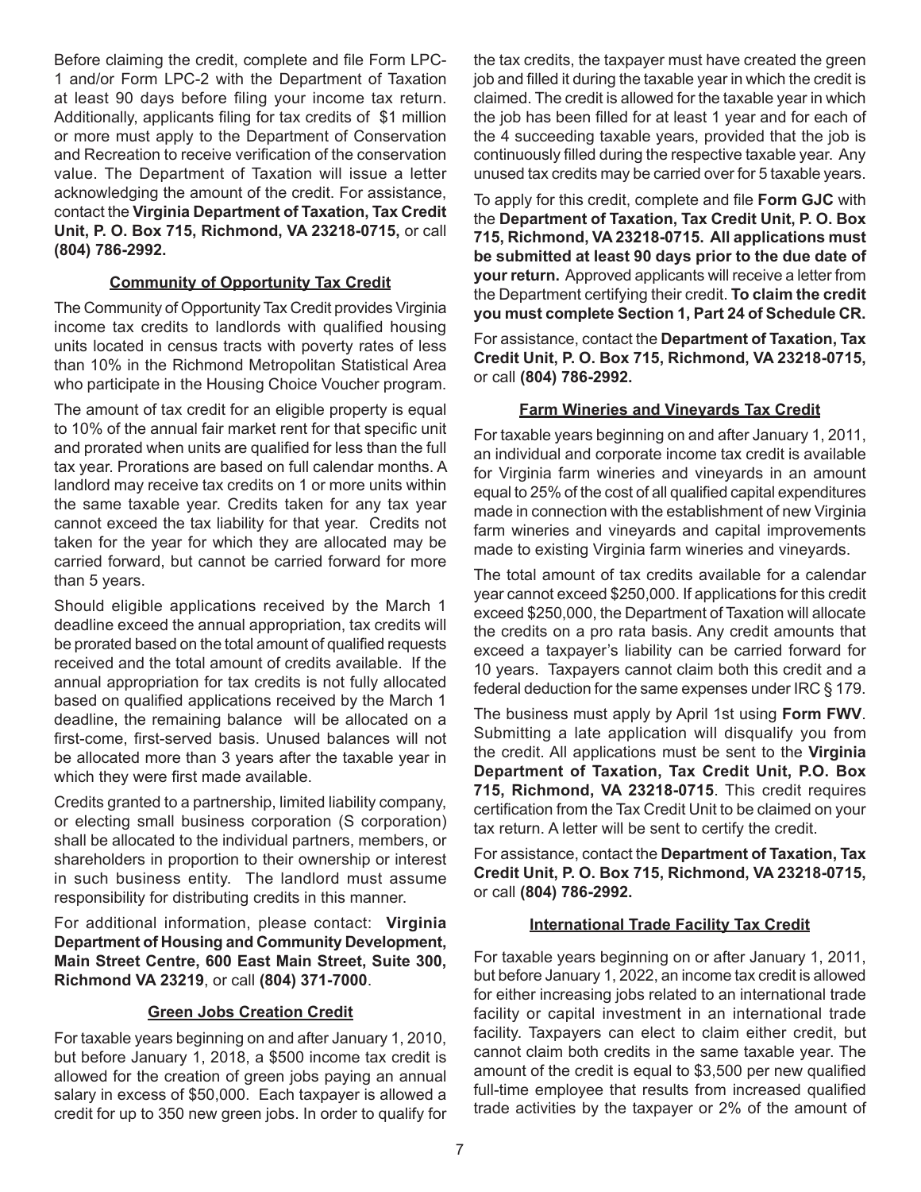Before claiming the credit, complete and file Form LPC-1 and/or Form LPC-2 with the Department of Taxation at least 90 days before filing your income tax return. Additionally, applicants filing for tax credits of $1 million or more must apply to the Department of Conservation and Recreation to receive verification of the conservation value. The Department of Taxation will issue a letter acknowledging the amount of the credit. For assistance, contact the **Virginia Department of Taxation, Tax Credit Unit, P. O. Box 715, Richmond, VA 23218-0715,** or call **(804) 786-2992.**

### Community of Opportunity Tax Credit

The Community of Opportunity Tax Credit provides Virginia income tax credits to landlords with qualified housing units located in census tracts with poverty rates of less than 10% in the Richmond Metropolitan Statistical Area who participate in the Housing Choice Voucher program.

The amount of tax credit for an eligible property is equal to 10% of the annual fair market rent for that specific unit and prorated when units are qualified for less than the full tax year. Prorations are based on full calendar months. A landlord may receive tax credits on 1 or more units within the same taxable year. Credits taken for any tax year cannot exceed the tax liability for that year. Credits not taken for the year for which they are allocated may be carried forward, but cannot be carried forward for more than 5 years.

Should eligible applications received by the March 1 deadline exceed the annual appropriation, tax credits will be prorated based on the total amount of qualified requests received and the total amount of credits available. If the annual appropriation for tax credits is not fully allocated based on qualified applications received by the March 1 deadline, the remaining balance will be allocated on a first-come, first-served basis. Unused balances will not be allocated more than 3 years after the taxable year in which they were first made available.

Credits granted to a partnership, limited liability company, or electing small business corporation (S corporation) shall be allocated to the individual partners, members, or shareholders in proportion to their ownership or interest in such business entity. The landlord must assume responsibility for distributing credits in this manner.

For additional information, please contact: **Virginia Department of Housing and Community Development, Main Street Centre, 600 East Main Street, Suite 300, Richmond VA 23219**, or call **(804) 371-7000**.

### Green Jobs Creation Credit

For taxable years beginning on and after January 1, 2010, but before January 1, 2018, a $500 income tax credit is allowed for the creation of green jobs paying an annual salary in excess of $50,000. Each taxpayer is allowed a credit for up to 350 new green jobs. In order to qualify for the tax credits, the taxpayer must have created the green job and filled it during the taxable year in which the credit is claimed. The credit is allowed for the taxable year in which the job has been filled for at least 1 year and for each of the 4 succeeding taxable years, provided that the job is continuously filled during the respective taxable year. Any unused tax credits may be carried over for 5 taxable years.

To apply for this credit, complete and file **Form GJC** with the **Department of Taxation, Tax Credit Unit, P. O. Box 715, Richmond, VA 23218-0715. All applications must be submitted at least 90 days prior to the due date of your return.** Approved applicants will receive a letter from the Department certifying their credit. **To claim the credit you must complete Section 1, Part 24 of Schedule CR.**

For assistance, contact the **Department of Taxation, Tax Credit Unit, P. O. Box 715, Richmond, VA 23218-0715,** or call **(804) 786-2992.**

### Farm Wineries and Vineyards Tax Credit

For taxable years beginning on and after January 1, 2011, an individual and corporate income tax credit is available for Virginia farm wineries and vineyards in an amount equal to 25% of the cost of all qualified capital expenditures made in connection with the establishment of new Virginia farm wineries and vineyards and capital improvements made to existing Virginia farm wineries and vineyards.

The total amount of tax credits available for a calendar year cannot exceed $250,000. If applications for this credit exceed $250,000, the Department of Taxation will allocate the credits on a pro rata basis. Any credit amounts that exceed a taxpayer's liability can be carried forward for 10 years. Taxpayers cannot claim both this credit and a federal deduction for the same expenses under IRC § 179.

The business must apply by April 1st using **Form FWV**. Submitting a late application will disqualify you from the credit. All applications must be sent to the **Virginia Department of Taxation, Tax Credit Unit, P.O. Box 715, Richmond, VA 23218-0715**. This credit requires certification from the Tax Credit Unit to be claimed on your tax return. A letter will be sent to certify the credit.

For assistance, contact the **Department of Taxation, Tax Credit Unit, P. O. Box 715, Richmond, VA 23218-0715,** or call **(804) 786-2992.**

### International Trade Facility Tax Credit

For taxable years beginning on or after January 1, 2011, but before January 1, 2022, an income tax credit is allowed for either increasing jobs related to an international trade facility or capital investment in an international trade facility. Taxpayers can elect to claim either credit, but cannot claim both credits in the same taxable year. The amount of the credit is equal to $3,500 per new qualified full-time employee that results from increased qualified trade activities by the taxpayer or 2% of the amount of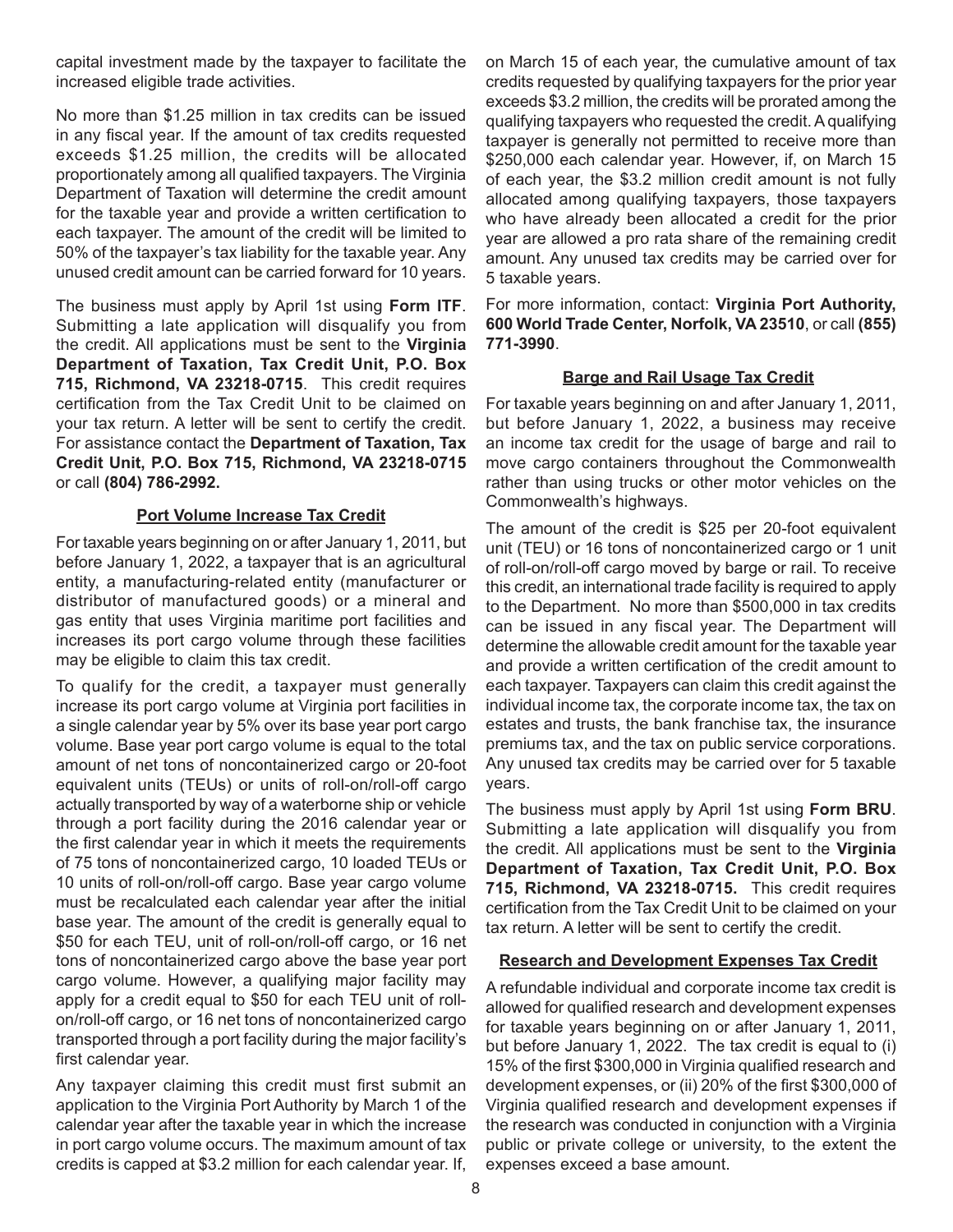capital investment made by the taxpayer to facilitate the increased eligible trade activities.

No more than $1.25 million in tax credits can be issued in any fiscal year. If the amount of tax credits requested exceeds $1.25 million, the credits will be allocated proportionately among all qualified taxpayers. The Virginia Department of Taxation will determine the credit amount for the taxable year and provide a written certification to each taxpayer. The amount of the credit will be limited to 50% of the taxpayer's tax liability for the taxable year. Any unused credit amount can be carried forward for 10 years.

The business must apply by April 1st using **Form ITF**. Submitting a late application will disqualify you from the credit. All applications must be sent to the **Virginia Department of Taxation, Tax Credit Unit, P.O. Box 715, Richmond, VA 23218-0715**. This credit requires certification from the Tax Credit Unit to be claimed on your tax return. A letter will be sent to certify the credit. For assistance contact the **Department of Taxation, Tax Credit Unit, P.O. Box 715, Richmond, VA 23218-0715** or call **(804) 786-2992.**

## Port Volume Increase Tax Credit

For taxable years beginning on or after January 1, 2011, but before January 1, 2022, a taxpayer that is an agricultural entity, a manufacturing-related entity (manufacturer or distributor of manufactured goods) or a mineral and gas entity that uses Virginia maritime port facilities and increases its port cargo volume through these facilities may be eligible to claim this tax credit.

To qualify for the credit, a taxpayer must generally increase its port cargo volume at Virginia port facilities in a single calendar year by 5% over its base year port cargo volume. Base year port cargo volume is equal to the total amount of net tons of noncontainerized cargo or 20-foot equivalent units (TEUs) or units of roll-on/roll-off cargo actually transported by way of a waterborne ship or vehicle through a port facility during the 2016 calendar year or the first calendar year in which it meets the requirements of 75 tons of noncontainerized cargo, 10 loaded TEUs or 10 units of roll-on/roll-off cargo. Base year cargo volume must be recalculated each calendar year after the initial base year. The amount of the credit is generally equal to $50 for each TEU, unit of roll-on/roll-off cargo, or 16 net tons of noncontainerized cargo above the base year port cargo volume. However, a qualifying major facility may apply for a credit equal to $50 for each TEU unit of roll-on/roll-off cargo, or 16 net tons of noncontainerized cargo transported through a port facility during the major facility's first calendar year.

Any taxpayer claiming this credit must first submit an application to the Virginia Port Authority by March 1 of the calendar year after the taxable year in which the increase in port cargo volume occurs. The maximum amount of tax credits is capped at $3.2 million for each calendar year. If, on March 15 of each year, the cumulative amount of tax credits requested by qualifying taxpayers for the prior year exceeds $3.2 million, the credits will be prorated among the qualifying taxpayers who requested the credit. A qualifying taxpayer is generally not permitted to receive more than $250,000 each calendar year. However, if, on March 15 of each year, the $3.2 million credit amount is not fully allocated among qualifying taxpayers, those taxpayers who have already been allocated a credit for the prior year are allowed a pro rata share of the remaining credit amount. Any unused tax credits may be carried over for 5 taxable years.

For more information, contact: **Virginia Port Authority, 600 World Trade Center, Norfolk, VA 23510**, or call **(855) 771-3990**.

## Barge and Rail Usage Tax Credit

For taxable years beginning on and after January 1, 2011, but before January 1, 2022, a business may receive an income tax credit for the usage of barge and rail to move cargo containers throughout the Commonwealth rather than using trucks or other motor vehicles on the Commonwealth's highways.

The amount of the credit is $25 per 20-foot equivalent unit (TEU) or 16 tons of noncontainerized cargo or 1 unit of roll-on/roll-off cargo moved by barge or rail. To receive this credit, an international trade facility is required to apply to the Department. No more than $500,000 in tax credits can be issued in any fiscal year. The Department will determine the allowable credit amount for the taxable year and provide a written certification of the credit amount to each taxpayer. Taxpayers can claim this credit against the individual income tax, the corporate income tax, the tax on estates and trusts, the bank franchise tax, the insurance premiums tax, and the tax on public service corporations. Any unused tax credits may be carried over for 5 taxable years.

The business must apply by April 1st using **Form BRU**. Submitting a late application will disqualify you from the credit. All applications must be sent to the **Virginia Department of Taxation, Tax Credit Unit, P.O. Box 715, Richmond, VA 23218-0715.** This credit requires certification from the Tax Credit Unit to be claimed on your tax return. A letter will be sent to certify the credit.

## Research and Development Expenses Tax Credit

A refundable individual and corporate income tax credit is allowed for qualified research and development expenses for taxable years beginning on or after January 1, 2011, but before January 1, 2022. The tax credit is equal to (i) 15% of the first $300,000 in Virginia qualified research and development expenses, or (ii) 20% of the first $300,000 of Virginia qualified research and development expenses if the research was conducted in conjunction with a Virginia public or private college or university, to the extent the expenses exceed a base amount.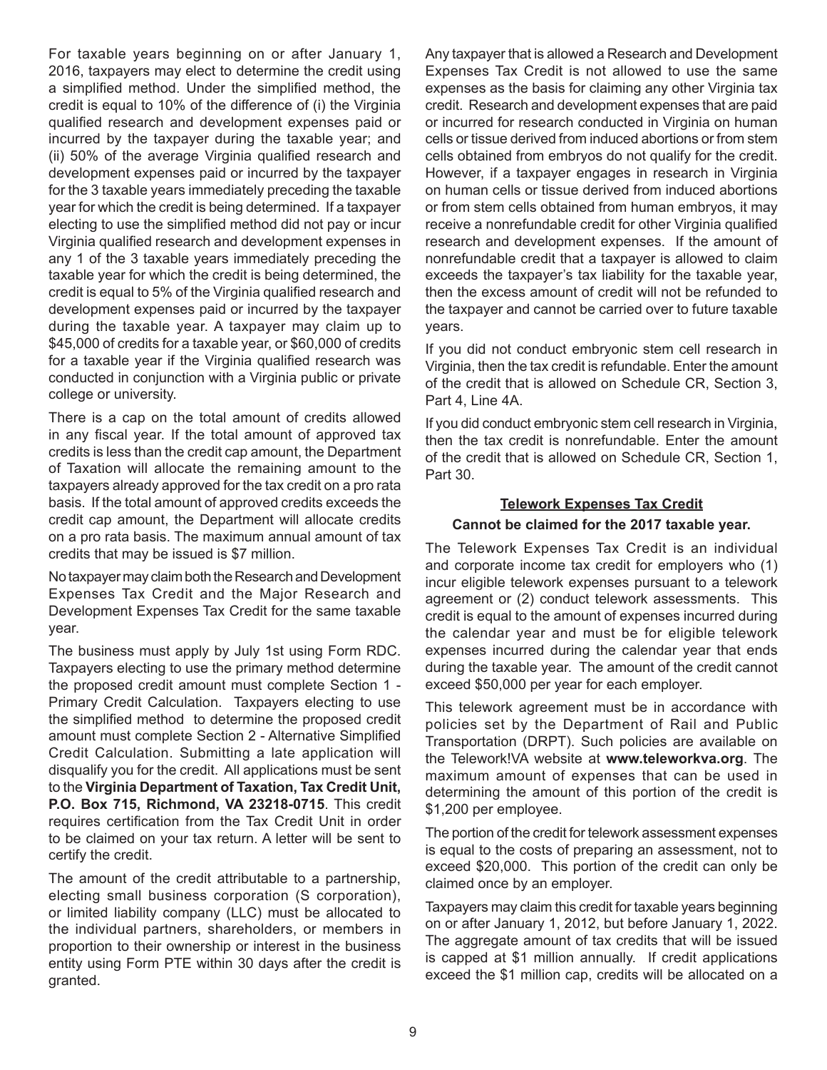For taxable years beginning on or after January 1, 2016, taxpayers may elect to determine the credit using a simplified method. Under the simplified method, the credit is equal to 10% of the difference of (i) the Virginia qualified research and development expenses paid or incurred by the taxpayer during the taxable year; and (ii) 50% of the average Virginia qualified research and development expenses paid or incurred by the taxpayer for the 3 taxable years immediately preceding the taxable year for which the credit is being determined. If a taxpayer electing to use the simplified method did not pay or incur Virginia qualified research and development expenses in any 1 of the 3 taxable years immediately preceding the taxable year for which the credit is being determined, the credit is equal to 5% of the Virginia qualified research and development expenses paid or incurred by the taxpayer during the taxable year. A taxpayer may claim up to $45,000 of credits for a taxable year, or $60,000 of credits for a taxable year if the Virginia qualified research was conducted in conjunction with a Virginia public or private college or university.

There is a cap on the total amount of credits allowed in any fiscal year. If the total amount of approved tax credits is less than the credit cap amount, the Department of Taxation will allocate the remaining amount to the taxpayers already approved for the tax credit on a pro rata basis. If the total amount of approved credits exceeds the credit cap amount, the Department will allocate credits on a pro rata basis. The maximum annual amount of tax credits that may be issued is $7 million.

No taxpayer may claim both the Research and Development Expenses Tax Credit and the Major Research and Development Expenses Tax Credit for the same taxable year.

The business must apply by July 1st using Form RDC. Taxpayers electing to use the primary method determine the proposed credit amount must complete Section 1 - Primary Credit Calculation. Taxpayers electing to use the simplified method to determine the proposed credit amount must complete Section 2 - Alternative Simplified Credit Calculation. Submitting a late application will disqualify you for the credit. All applications must be sent to the **Virginia Department of Taxation, Tax Credit Unit, P.O. Box 715, Richmond, VA 23218-0715**. This credit requires certification from the Tax Credit Unit in order to be claimed on your tax return. A letter will be sent to certify the credit.

The amount of the credit attributable to a partnership, electing small business corporation (S corporation), or limited liability company (LLC) must be allocated to the individual partners, shareholders, or members in proportion to their ownership or interest in the business entity using Form PTE within 30 days after the credit is granted.

Any taxpayer that is allowed a Research and Development Expenses Tax Credit is not allowed to use the same expenses as the basis for claiming any other Virginia tax credit. Research and development expenses that are paid or incurred for research conducted in Virginia on human cells or tissue derived from induced abortions or from stem cells obtained from embryos do not qualify for the credit. However, if a taxpayer engages in research in Virginia on human cells or tissue derived from induced abortions or from stem cells obtained from human embryos, it may receive a nonrefundable credit for other Virginia qualified research and development expenses. If the amount of nonrefundable credit that a taxpayer is allowed to claim exceeds the taxpayer's tax liability for the taxable year, then the excess amount of credit will not be refunded to the taxpayer and cannot be carried over to future taxable years.

If you did not conduct embryonic stem cell research in Virginia, then the tax credit is refundable. Enter the amount of the credit that is allowed on Schedule CR, Section 3, Part 4, Line 4A.

If you did conduct embryonic stem cell research in Virginia, then the tax credit is nonrefundable. Enter the amount of the credit that is allowed on Schedule CR, Section 1, Part 30.

## Telework Expenses Tax Credit

**Cannot be claimed for the 2017 taxable year.**

The Telework Expenses Tax Credit is an individual and corporate income tax credit for employers who (1) incur eligible telework expenses pursuant to a telework agreement or (2) conduct telework assessments. This credit is equal to the amount of expenses incurred during the calendar year and must be for eligible telework expenses incurred during the calendar year that ends during the taxable year. The amount of the credit cannot exceed $50,000 per year for each employer.

This telework agreement must be in accordance with policies set by the Department of Rail and Public Transportation (DRPT). Such policies are available on the Telework!VA website at **www.teleworkva.org**. The maximum amount of expenses that can be used in determining the amount of this portion of the credit is $1,200 per employee.

The portion of the credit for telework assessment expenses is equal to the costs of preparing an assessment, not to exceed $20,000. This portion of the credit can only be claimed once by an employer.

Taxpayers may claim this credit for taxable years beginning on or after January 1, 2012, but before January 1, 2022. The aggregate amount of tax credits that will be issued is capped at $1 million annually. If credit applications exceed the $1 million cap, credits will be allocated on a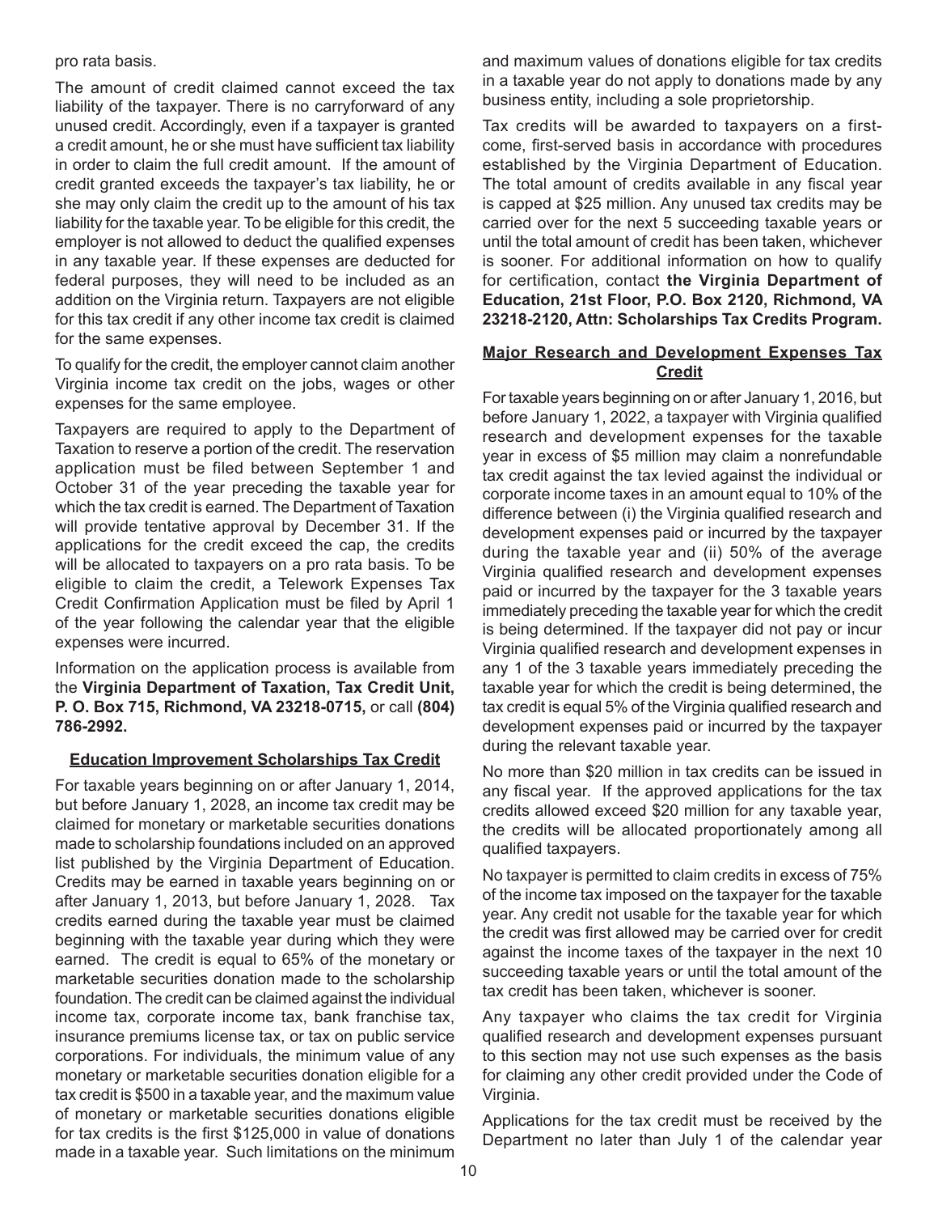pro rata basis.

The amount of credit claimed cannot exceed the tax liability of the taxpayer. There is no carryforward of any unused credit. Accordingly, even if a taxpayer is granted a credit amount, he or she must have sufficient tax liability in order to claim the full credit amount. If the amount of credit granted exceeds the taxpayer's tax liability, he or she may only claim the credit up to the amount of his tax liability for the taxable year. To be eligible for this credit, the employer is not allowed to deduct the qualified expenses in any taxable year. If these expenses are deducted for federal purposes, they will need to be included as an addition on the Virginia return. Taxpayers are not eligible for this tax credit if any other income tax credit is claimed for the same expenses.

To qualify for the credit, the employer cannot claim another Virginia income tax credit on the jobs, wages or other expenses for the same employee.

Taxpayers are required to apply to the Department of Taxation to reserve a portion of the credit. The reservation application must be filed between September 1 and October 31 of the year preceding the taxable year for which the tax credit is earned. The Department of Taxation will provide tentative approval by December 31. If the applications for the credit exceed the cap, the credits will be allocated to taxpayers on a pro rata basis. To be eligible to claim the credit, a Telework Expenses Tax Credit Confirmation Application must be filed by April 1 of the year following the calendar year that the eligible expenses were incurred.

Information on the application process is available from the **Virginia Department of Taxation, Tax Credit Unit, P. O. Box 715, Richmond, VA 23218-0715,** or call **(804) 786-2992.**

## Education Improvement Scholarships Tax Credit

For taxable years beginning on or after January 1, 2014, but before January 1, 2028, an income tax credit may be claimed for monetary or marketable securities donations made to scholarship foundations included on an approved list published by the Virginia Department of Education. Credits may be earned in taxable years beginning on or after January 1, 2013, but before January 1, 2028. Tax credits earned during the taxable year must be claimed beginning with the taxable year during which they were earned. The credit is equal to 65% of the monetary or marketable securities donation made to the scholarship foundation. The credit can be claimed against the individual income tax, corporate income tax, bank franchise tax, insurance premiums license tax, or tax on public service corporations. For individuals, the minimum value of any monetary or marketable securities donation eligible for a tax credit is $500 in a taxable year, and the maximum value of monetary or marketable securities donations eligible for tax credits is the first $125,000 in value of donations made in a taxable year. Such limitations on the minimum and maximum values of donations eligible for tax credits in a taxable year do not apply to donations made by any business entity, including a sole proprietorship.

Tax credits will be awarded to taxpayers on a first-come, first-served basis in accordance with procedures established by the Virginia Department of Education. The total amount of credits available in any fiscal year is capped at $25 million. Any unused tax credits may be carried over for the next 5 succeeding taxable years or until the total amount of credit has been taken, whichever is sooner. For additional information on how to qualify for certification, contact **the Virginia Department of Education, 21st Floor, P.O. Box 2120, Richmond, VA 23218-2120, Attn: Scholarships Tax Credits Program.**

## Major Research and Development Expenses Tax Credit

For taxable years beginning on or after January 1, 2016, but before January 1, 2022, a taxpayer with Virginia qualified research and development expenses for the taxable year in excess of $5 million may claim a nonrefundable tax credit against the tax levied against the individual or corporate income taxes in an amount equal to 10% of the difference between (i) the Virginia qualified research and development expenses paid or incurred by the taxpayer during the taxable year and (ii) 50% of the average Virginia qualified research and development expenses paid or incurred by the taxpayer for the 3 taxable years immediately preceding the taxable year for which the credit is being determined. If the taxpayer did not pay or incur Virginia qualified research and development expenses in any 1 of the 3 taxable years immediately preceding the taxable year for which the credit is being determined, the tax credit is equal 5% of the Virginia qualified research and development expenses paid or incurred by the taxpayer during the relevant taxable year.

No more than $20 million in tax credits can be issued in any fiscal year. If the approved applications for the tax credits allowed exceed $20 million for any taxable year, the credits will be allocated proportionately among all qualified taxpayers.

No taxpayer is permitted to claim credits in excess of 75% of the income tax imposed on the taxpayer for the taxable year. Any credit not usable for the taxable year for which the credit was first allowed may be carried over for credit against the income taxes of the taxpayer in the next 10 succeeding taxable years or until the total amount of the tax credit has been taken, whichever is sooner.

Any taxpayer who claims the tax credit for Virginia qualified research and development expenses pursuant to this section may not use such expenses as the basis for claiming any other credit provided under the Code of Virginia.

Applications for the tax credit must be received by the Department no later than July 1 of the calendar year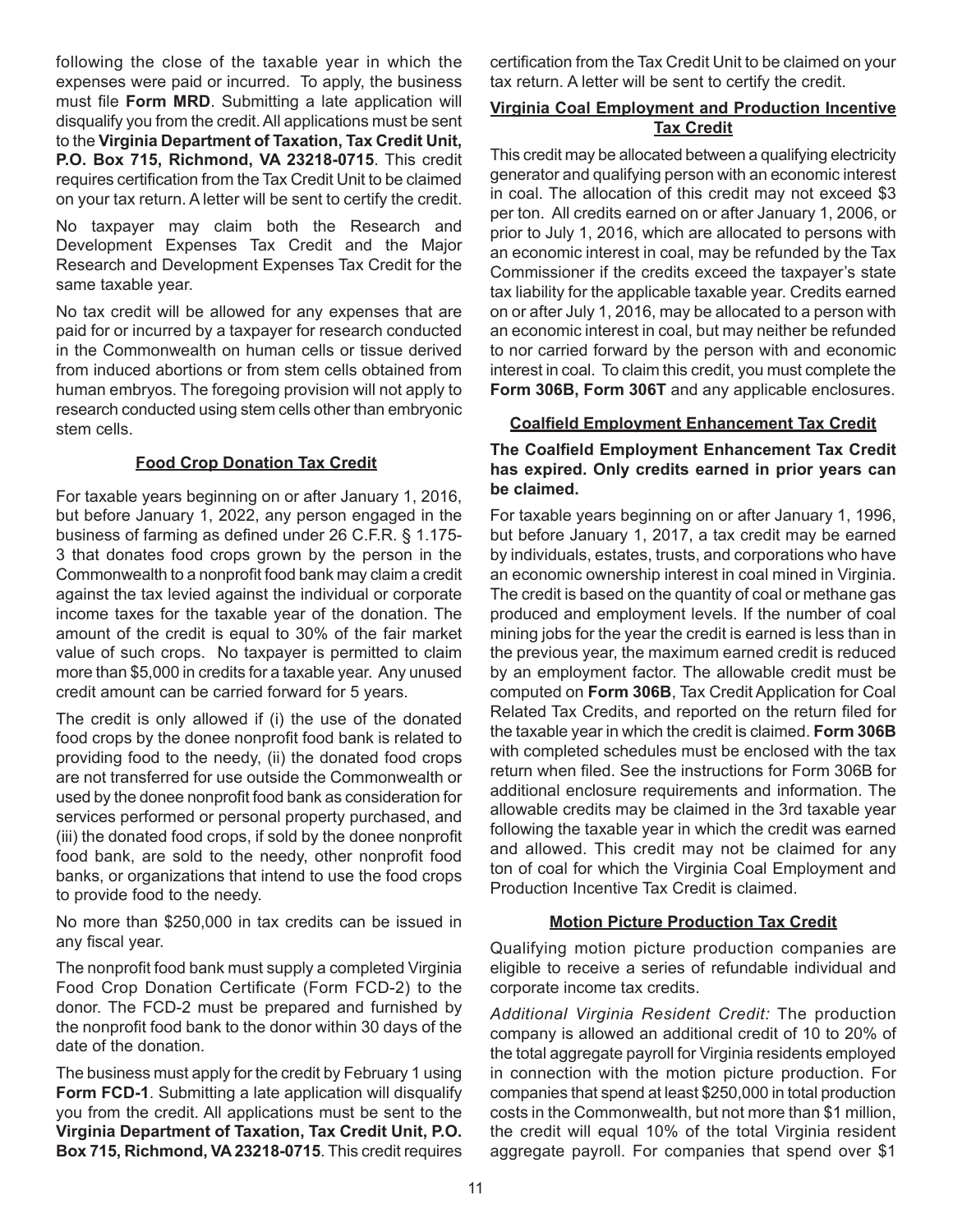following the close of the taxable year in which the expenses were paid or incurred. To apply, the business must file **Form MRD**. Submitting a late application will disqualify you from the credit. All applications must be sent to the **Virginia Department of Taxation, Tax Credit Unit, P.O. Box 715, Richmond, VA 23218-0715**. This credit requires certification from the Tax Credit Unit to be claimed on your tax return. A letter will be sent to certify the credit.

No taxpayer may claim both the Research and Development Expenses Tax Credit and the Major Research and Development Expenses Tax Credit for the same taxable year.

No tax credit will be allowed for any expenses that are paid for or incurred by a taxpayer for research conducted in the Commonwealth on human cells or tissue derived from induced abortions or from stem cells obtained from human embryos. The foregoing provision will not apply to research conducted using stem cells other than embryonic stem cells.

### Food Crop Donation Tax Credit

For taxable years beginning on or after January 1, 2016, but before January 1, 2022, any person engaged in the business of farming as defined under 26 C.F.R. § 1.175-3 that donates food crops grown by the person in the Commonwealth to a nonprofit food bank may claim a credit against the tax levied against the individual or corporate income taxes for the taxable year of the donation. The amount of the credit is equal to 30% of the fair market value of such crops. No taxpayer is permitted to claim more than $5,000 in credits for a taxable year. Any unused credit amount can be carried forward for 5 years.

The credit is only allowed if (i) the use of the donated food crops by the donee nonprofit food bank is related to providing food to the needy, (ii) the donated food crops are not transferred for use outside the Commonwealth or used by the donee nonprofit food bank as consideration for services performed or personal property purchased, and (iii) the donated food crops, if sold by the donee nonprofit food bank, are sold to the needy, other nonprofit food banks, or organizations that intend to use the food crops to provide food to the needy.

No more than $250,000 in tax credits can be issued in any fiscal year.

The nonprofit food bank must supply a completed Virginia Food Crop Donation Certificate (Form FCD-2) to the donor. The FCD-2 must be prepared and furnished by the nonprofit food bank to the donor within 30 days of the date of the donation.

The business must apply for the credit by February 1 using **Form FCD-1**. Submitting a late application will disqualify you from the credit. All applications must be sent to the **Virginia Department of Taxation, Tax Credit Unit, P.O. Box 715, Richmond, VA 23218-0715**. This credit requires certification from the Tax Credit Unit to be claimed on your tax return. A letter will be sent to certify the credit.

### Virginia Coal Employment and Production Incentive Tax Credit

This credit may be allocated between a qualifying electricity generator and qualifying person with an economic interest in coal. The allocation of this credit may not exceed $3 per ton. All credits earned on or after January 1, 2006, or prior to July 1, 2016, which are allocated to persons with an economic interest in coal, may be refunded by the Tax Commissioner if the credits exceed the taxpayer's state tax liability for the applicable taxable year. Credits earned on or after July 1, 2016, may be allocated to a person with an economic interest in coal, but may neither be refunded to nor carried forward by the person with and economic interest in coal. To claim this credit, you must complete the **Form 306B, Form 306T** and any applicable enclosures.

### Coalfield Employment Enhancement Tax Credit

**The Coalfield Employment Enhancement Tax Credit has expired. Only credits earned in prior years can be claimed.**

For taxable years beginning on or after January 1, 1996, but before January 1, 2017, a tax credit may be earned by individuals, estates, trusts, and corporations who have an economic ownership interest in coal mined in Virginia. The credit is based on the quantity of coal or methane gas produced and employment levels. If the number of coal mining jobs for the year the credit is earned is less than in the previous year, the maximum earned credit is reduced by an employment factor. The allowable credit must be computed on **Form 306B**, Tax Credit Application for Coal Related Tax Credits, and reported on the return filed for the taxable year in which the credit is claimed. **Form 306B** with completed schedules must be enclosed with the tax return when filed. See the instructions for Form 306B for additional enclosure requirements and information. The allowable credits may be claimed in the 3rd taxable year following the taxable year in which the credit was earned and allowed. This credit may not be claimed for any ton of coal for which the Virginia Coal Employment and Production Incentive Tax Credit is claimed.

### Motion Picture Production Tax Credit

Qualifying motion picture production companies are eligible to receive a series of refundable individual and corporate income tax credits.

*Additional Virginia Resident Credit:* The production company is allowed an additional credit of 10 to 20% of the total aggregate payroll for Virginia residents employed in connection with the motion picture production. For companies that spend at least $250,000 in total production costs in the Commonwealth, but not more than $1 million, the credit will equal 10% of the total Virginia resident aggregate payroll. For companies that spend over $1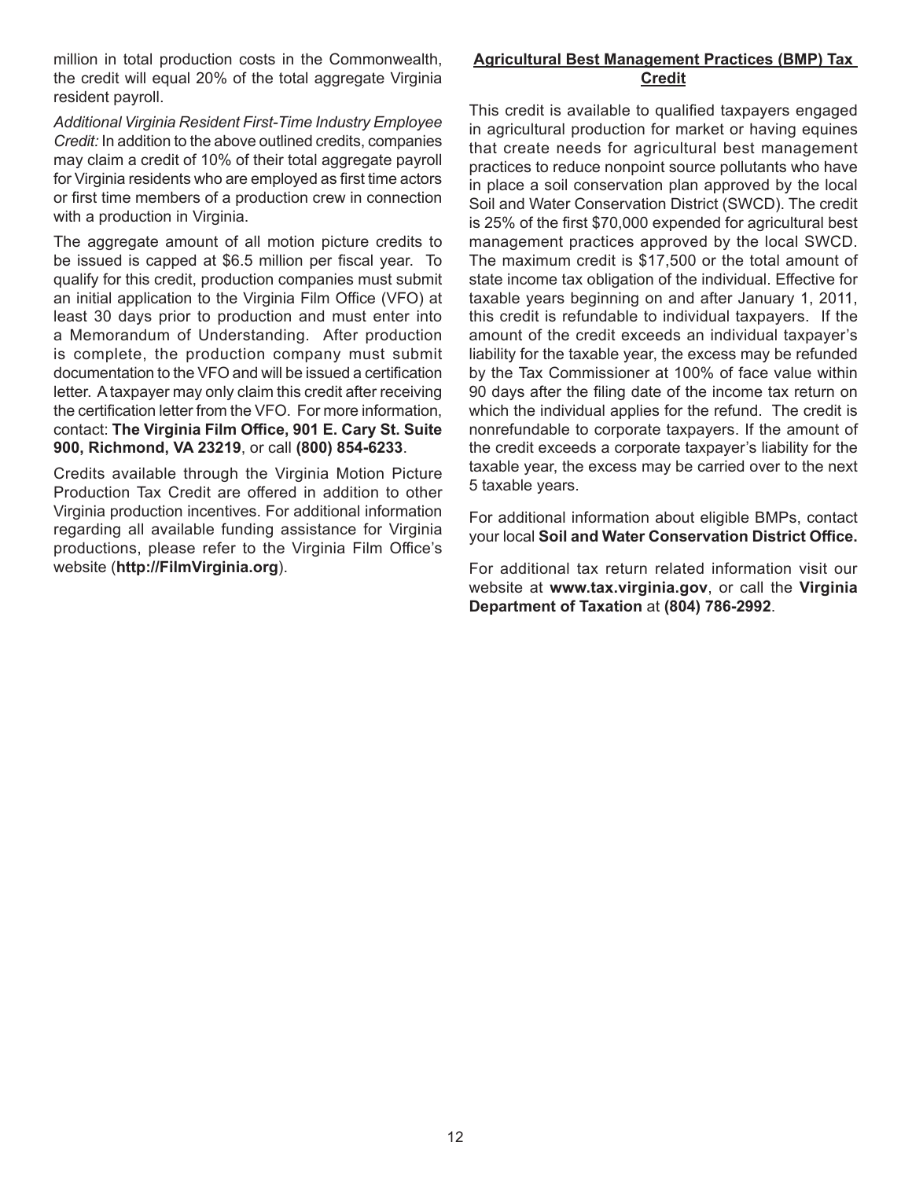million in total production costs in the Commonwealth, the credit will equal 20% of the total aggregate Virginia resident payroll.

*Additional Virginia Resident First-Time Industry Employee Credit:* In addition to the above outlined credits, companies may claim a credit of 10% of their total aggregate payroll for Virginia residents who are employed as first time actors or first time members of a production crew in connection with a production in Virginia.

The aggregate amount of all motion picture credits to be issued is capped at $6.5 million per fiscal year. To qualify for this credit, production companies must submit an initial application to the Virginia Film Office (VFO) at least 30 days prior to production and must enter into a Memorandum of Understanding. After production is complete, the production company must submit documentation to the VFO and will be issued a certification letter. A taxpayer may only claim this credit after receiving the certification letter from the VFO. For more information, contact: **The Virginia Film Office, 901 E. Cary St. Suite 900, Richmond, VA 23219**, or call **(800) 854-6233**.

Credits available through the Virginia Motion Picture Production Tax Credit are offered in addition to other Virginia production incentives. For additional information regarding all available funding assistance for Virginia productions, please refer to the Virginia Film Office's website (**http://FilmVirginia.org**).

## Agricultural Best Management Practices (BMP) Tax Credit

This credit is available to qualified taxpayers engaged in agricultural production for market or having equines that create needs for agricultural best management practices to reduce nonpoint source pollutants who have in place a soil conservation plan approved by the local Soil and Water Conservation District (SWCD). The credit is 25% of the first $70,000 expended for agricultural best management practices approved by the local SWCD. The maximum credit is $17,500 or the total amount of state income tax obligation of the individual. Effective for taxable years beginning on and after January 1, 2011, this credit is refundable to individual taxpayers. If the amount of the credit exceeds an individual taxpayer's liability for the taxable year, the excess may be refunded by the Tax Commissioner at 100% of face value within 90 days after the filing date of the income tax return on which the individual applies for the refund. The credit is nonrefundable to corporate taxpayers. If the amount of the credit exceeds a corporate taxpayer's liability for the taxable year, the excess may be carried over to the next 5 taxable years.

For additional information about eligible BMPs, contact your local **Soil and Water Conservation District Office.**

For additional tax return related information visit our website at **www.tax.virginia.gov**, or call the **Virginia Department of Taxation** at **(804) 786-2992**.